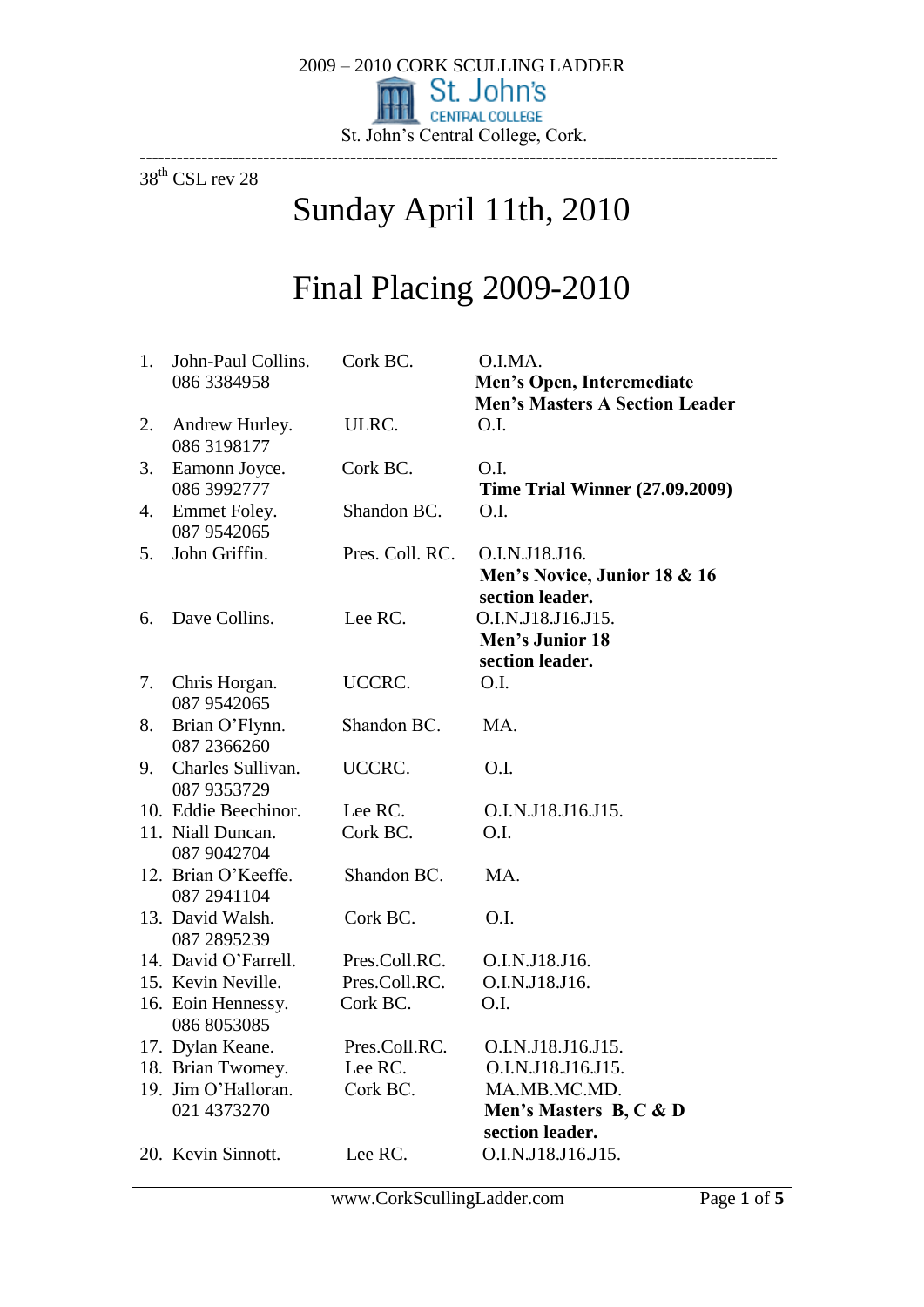2009 – 2010 CORK SCULLING LADDER

St. John's CENTRAL COLLEGE

St. John's Central College, Cork.

---

38th CSL rev 28

# Sunday April 11th, 2010

# Final Placing 2009-2010

| # | Name | Club | Category |
|---|---|---|---|
| 1. | John-Paul Collins. 086 3384958 | Cork BC. | O.I.MA. **Men's Open, Interemediate Men's Masters A Section Leader** |
| 2. | Andrew Hurley. 086 3198177 | ULRC. | O.I. |
| 3. | Eamonn Joyce. 086 3992777 | Cork BC. | O.I. **Time Trial Winner (27.09.2009)** |
| 4. | Emmet Foley. 087 9542065 | Shandon BC. | O.I. |
| 5. | John Griffin. | Pres. Coll. RC. | O.I.N.J18.J16. **Men's Novice, Junior 18 & 16 section leader.** |
| 6. | Dave Collins. | Lee RC. | O.I.N.J18.J16.J15. **Men's Junior 18 section leader.** |
| 7. | Chris Horgan. 087 9542065 | UCCRC. | O.I. |
| 8. | Brian O'Flynn. 087 2366260 | Shandon BC. | MA. |
| 9. | Charles Sullivan. 087 9353729 | UCCRC. | O.I. |
| 10. | Eddie Beechinor. | Lee RC. | O.I.N.J18.J16.J15. |
| 11. | Niall Duncan. 087 9042704 | Cork BC. | O.I. |
| 12. | Brian O'Keeffe. 087 2941104 | Shandon BC. | MA. |
| 13. | David Walsh. 087 2895239 | Cork BC. | O.I. |
| 14. | David O'Farrell. | Pres.Coll.RC. | O.I.N.J18.J16. |
| 15. | Kevin Neville. | Pres.Coll.RC. | O.I.N.J18.J16. |
| 16. | Eoin Hennessy. 086 8053085 | Cork BC. | O.I. |
| 17. | Dylan Keane. | Pres.Coll.RC. | O.I.N.J18.J16.J15. |
| 18. | Brian Twomey. | Lee RC. | O.I.N.J18.J16.J15. |
| 19. | Jim O'Halloran. 021 4373270 | Cork BC. | MA.MB.MC.MD. **Men's Masters B, C & D section leader.** |
| 20. | Kevin Sinnott. | Lee RC. | O.I.N.J18.J16.J15. |

www.CorkScullingLadder.com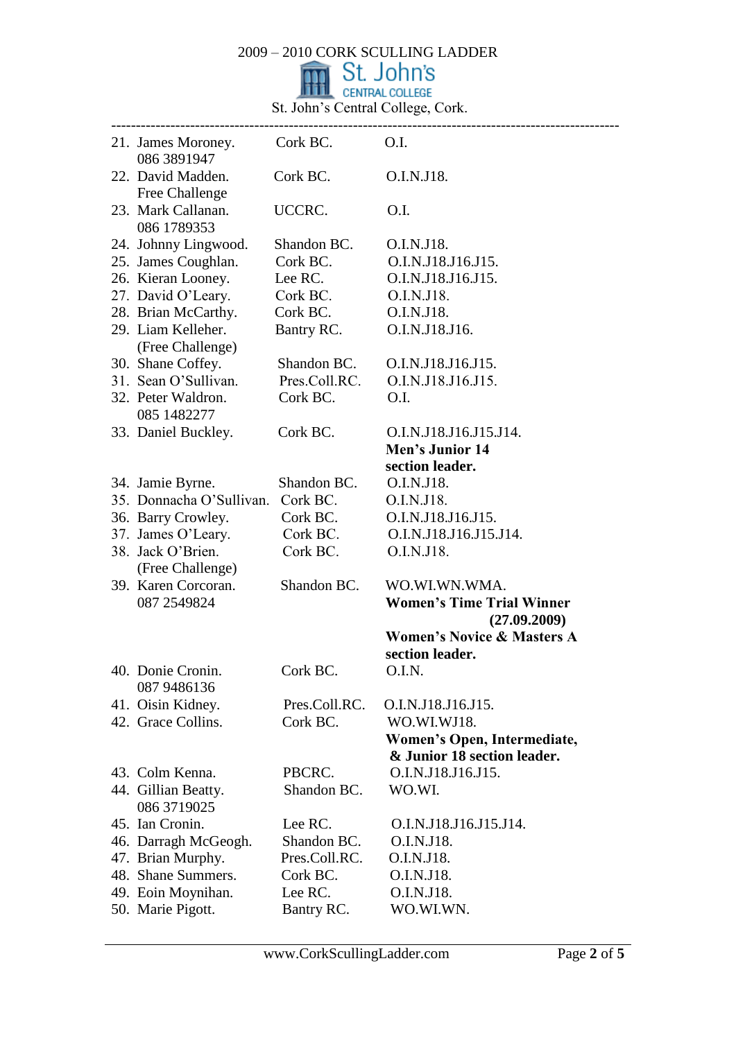2009 – 2010 CORK SCULLING LADDER

St. John's CENTRAL COLLEGE

St. John's Central College, Cork.

---

| | Name | Club | Sections |
|---|---|---|---|
| 21. | James Moroney. 086 3891947 | Cork BC. | O.I. |
| 22. | David Madden. Free Challenge | Cork BC. | O.I.N.J18. |
| 23. | Mark Callanan. 086 1789353 | UCCRC. | O.I. |
| 24. | Johnny Lingwood. | Shandon BC. | O.I.N.J18. |
| 25. | James Coughlan. | Cork BC. | O.I.N.J18.J16.J15. |
| 26. | Kieran Looney. | Lee RC. | O.I.N.J18.J16.J15. |
| 27. | David O'Leary. | Cork BC. | O.I.N.J18. |
| 28. | Brian McCarthy. | Cork BC. | O.I.N.J18. |
| 29. | Liam Kelleher. (Free Challenge) | Bantry RC. | O.I.N.J18.J16. |
| 30. | Shane Coffey. | Shandon BC. | O.I.N.J18.J16.J15. |
| 31. | Sean O'Sullivan. | Pres.Coll.RC. | O.I.N.J18.J16.J15. |
| 32. | Peter Waldron. 085 1482277 | Cork BC. | O.I. |
| 33. | Daniel Buckley. | Cork BC. | O.I.N.J18.J16.J15.J14. **Men's Junior 14 section leader.** |
| 34. | Jamie Byrne. | Shandon BC. | O.I.N.J18. |
| 35. | Donnacha O'Sullivan. | Cork BC. | O.I.N.J18. |
| 36. | Barry Crowley. | Cork BC. | O.I.N.J18.J16.J15. |
| 37. | James O'Leary. | Cork BC. | O.I.N.J18.J16.J15.J14. |
| 38. | Jack O'Brien. (Free Challenge) | Cork BC. | O.I.N.J18. |
| 39. | Karen Corcoran. 087 2549824 | Shandon BC. | WO.WI.WN.WMA. **Women's Time Trial Winner (27.09.2009)** **Women's Novice & Masters A section leader.** |
| 40. | Donie Cronin. 087 9486136 | Cork BC. | O.I.N. |
| 41. | Oisin Kidney. | Pres.Coll.RC. | O.I.N.J18.J16.J15. |
| 42. | Grace Collins. | Cork BC. | WO.WI.WJ18. **Women's Open, Intermediate, & Junior 18 section leader.** |
| 43. | Colm Kenna. | PBCRC. | O.I.N.J18.J16.J15. |
| 44. | Gillian Beatty. 086 3719025 | Shandon BC. | WO.WI. |
| 45. | Ian Cronin. | Lee RC. | O.I.N.J18.J16.J15.J14. |
| 46. | Darragh McGeogh. | Shandon BC. | O.I.N.J18. |
| 47. | Brian Murphy. | Pres.Coll.RC. | O.I.N.J18. |
| 48. | Shane Summers. | Cork BC. | O.I.N.J18. |
| 49. | Eoin Moynihan. | Lee RC. | O.I.N.J18. |
| 50. | Marie Pigott. | Bantry RC. | WO.WI.WN. |

www.CorkScullingLadder.com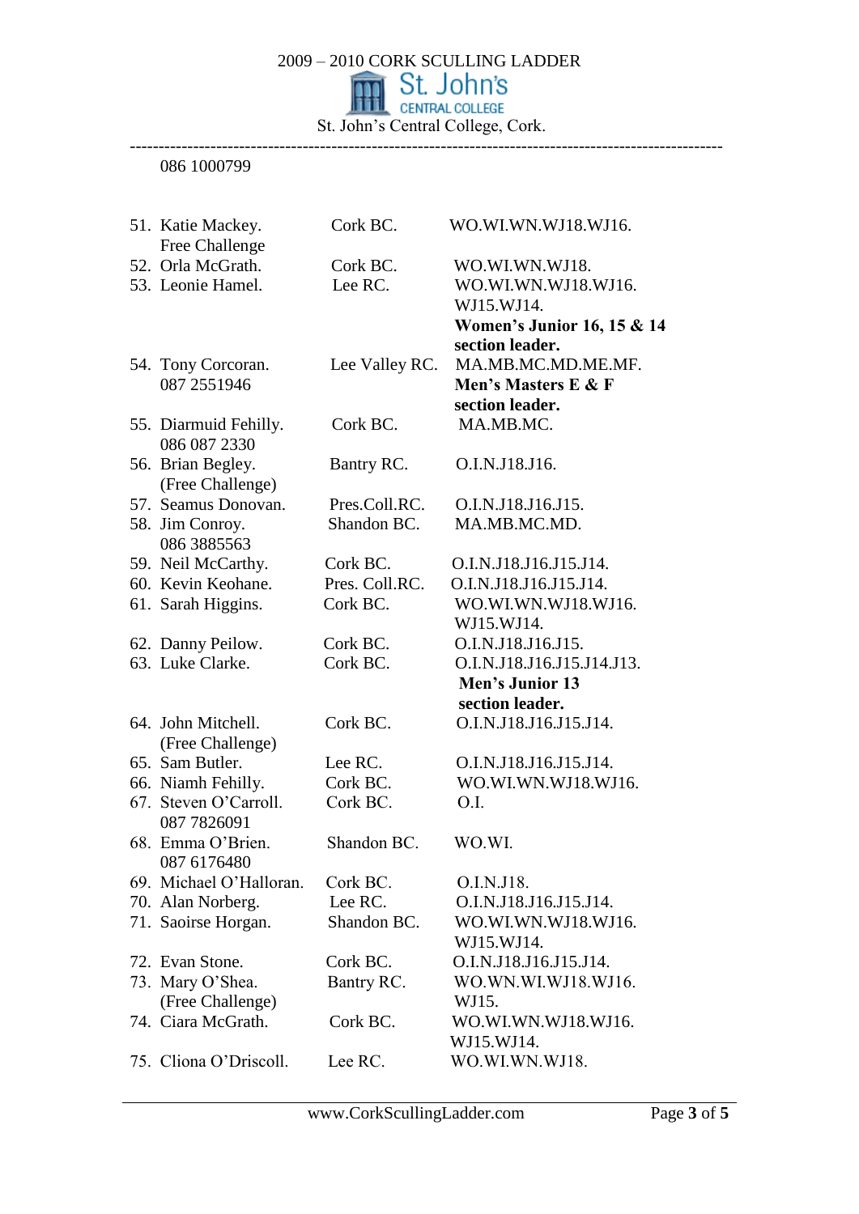086 1000799

| | Name | Club | Categories |
|---|---|---|---|
| 51. | Katie Mackey. Free Challenge | Cork BC. | WO.WI.WN.WJ18.WJ16. |
| 52. | Orla McGrath. | Cork BC. | WO.WI.WN.WJ18. |
| 53. | Leonie Hamel. | Lee RC. | WO.WI.WN.WJ18.WJ16. WJ15.WJ14. **Women's Junior 16, 15 & 14 section leader.** |
| 54. | Tony Corcoran. 087 2551946 | Lee Valley RC. | MA.MB.MC.MD.ME.MF. **Men's Masters E & F section leader.** |
| 55. | Diarmuid Fehilly. 086 087 2330 | Cork BC. | MA.MB.MC. |
| 56. | Brian Begley. (Free Challenge) | Bantry RC. | O.I.N.J18.J16. |
| 57. | Seamus Donovan. | Pres.Coll.RC. | O.I.N.J18.J16.J15. |
| 58. | Jim Conroy. 086 3885563 | Shandon BC. | MA.MB.MC.MD. |
| 59. | Neil McCarthy. | Cork BC. | O.I.N.J18.J16.J15.J14. |
| 60. | Kevin Keohane. | Pres. Coll.RC. | O.I.N.J18.J16.J15.J14. |
| 61. | Sarah Higgins. | Cork BC. | WO.WI.WN.WJ18.WJ16. WJ15.WJ14. |
| 62. | Danny Peilow. | Cork BC. | O.I.N.J18.J16.J15. |
| 63. | Luke Clarke. | Cork BC. | O.I.N.J18.J16.J15.J14.J13. **Men's Junior 13 section leader.** |
| 64. | John Mitchell. (Free Challenge) | Cork BC. | O.I.N.J18.J16.J15.J14. |
| 65. | Sam Butler. | Lee RC. | O.I.N.J18.J16.J15.J14. |
| 66. | Niamh Fehilly. | Cork BC. | WO.WI.WN.WJ18.WJ16. |
| 67. | Steven O'Carroll. 087 7826091 | Cork BC. | O.I. |
| 68. | Emma O'Brien. 087 6176480 | Shandon BC. | WO.WI. |
| 69. | Michael O'Halloran. | Cork BC. | O.I.N.J18. |
| 70. | Alan Norberg. | Lee RC. | O.I.N.J18.J16.J15.J14. |
| 71. | Saoirse Horgan. | Shandon BC. | WO.WI.WN.WJ18.WJ16. WJ15.WJ14. |
| 72. | Evan Stone. | Cork BC. | O.I.N.J18.J16.J15.J14. |
| 73. | Mary O'Shea. (Free Challenge) | Bantry RC. | WO.WN.WI.WJ18.WJ16. WJ15. |
| 74. | Ciara McGrath. | Cork BC. | WO.WI.WN.WJ18.WJ16. WJ15.WJ14. |
| 75. | Cliona O'Driscoll. | Lee RC. | WO.WI.WN.WJ18. |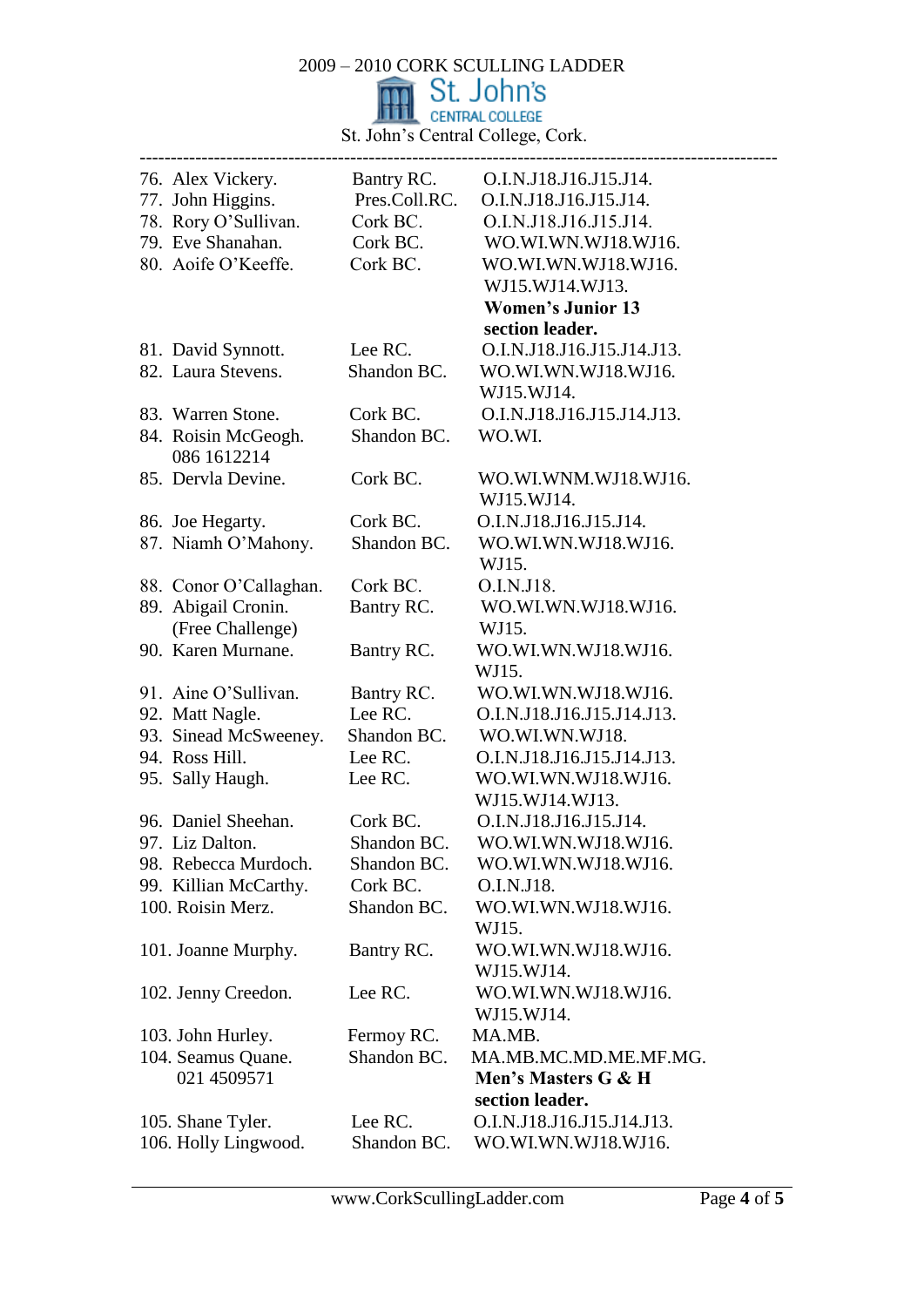2009 – 2010 CORK SCULLING LADDER

St. John's CENTRAL COLLEGE

St. John's Central College, Cork.

---

| | | |
|---|---|---|
| 76. Alex Vickery. | Bantry RC. | O.I.N.J18.J16.J15.J14. |
| 77. John Higgins. | Pres.Coll.RC. | O.I.N.J18.J16.J15.J14. |
| 78. Rory O'Sullivan. | Cork BC. | O.I.N.J18.J16.J15.J14. |
| 79. Eve Shanahan. | Cork BC. | WO.WI.WN.WJ18.WJ16. |
| 80. Aoife O'Keeffe. | Cork BC. | WO.WI.WN.WJ18.WJ16. WJ15.WJ14.WJ13. **Women's Junior 13 section leader.** |
| 81. David Synnott. | Lee RC. | O.I.N.J18.J16.J15.J14.J13. |
| 82. Laura Stevens. | Shandon BC. | WO.WI.WN.WJ18.WJ16. WJ15.WJ14. |
| 83. Warren Stone. | Cork BC. | O.I.N.J18.J16.J15.J14.J13. |
| 84. Roisin McGeogh. 086 1612214 | Shandon BC. | WO.WI. |
| 85. Dervla Devine. | Cork BC. | WO.WI.WNM.WJ18.WJ16. WJ15.WJ14. |
| 86. Joe Hegarty. | Cork BC. | O.I.N.J18.J16.J15.J14. |
| 87. Niamh O'Mahony. | Shandon BC. | WO.WI.WN.WJ18.WJ16. WJ15. |
| 88. Conor O'Callaghan. | Cork BC. | O.I.N.J18. |
| 89. Abigail Cronin. (Free Challenge) | Bantry RC. | WO.WI.WN.WJ18.WJ16. WJ15. |
| 90. Karen Murnane. | Bantry RC. | WO.WI.WN.WJ18.WJ16. WJ15. |
| 91. Aine O'Sullivan. | Bantry RC. | WO.WI.WN.WJ18.WJ16. |
| 92. Matt Nagle. | Lee RC. | O.I.N.J18.J16.J15.J14.J13. |
| 93. Sinead McSweeney. | Shandon BC. | WO.WI.WN.WJ18. |
| 94. Ross Hill. | Lee RC. | O.I.N.J18.J16.J15.J14.J13. |
| 95. Sally Haugh. | Lee RC. | WO.WI.WN.WJ18.WJ16. WJ15.WJ14.WJ13. |
| 96. Daniel Sheehan. | Cork BC. | O.I.N.J18.J16.J15.J14. |
| 97. Liz Dalton. | Shandon BC. | WO.WI.WN.WJ18.WJ16. |
| 98. Rebecca Murdoch. | Shandon BC. | WO.WI.WN.WJ18.WJ16. |
| 99. Killian McCarthy. | Cork BC. | O.I.N.J18. |
| 100. Roisin Merz. | Shandon BC. | WO.WI.WN.WJ18.WJ16. WJ15. |
| 101. Joanne Murphy. | Bantry RC. | WO.WI.WN.WJ18.WJ16. WJ15.WJ14. |
| 102. Jenny Creedon. | Lee RC. | WO.WI.WN.WJ18.WJ16. WJ15.WJ14. |
| 103. John Hurley. | Fermoy RC. | MA.MB. |
| 104. Seamus Quane. 021 4509571 | Shandon BC. | MA.MB.MC.MD.ME.MF.MG. **Men's Masters G & H section leader.** |
| 105. Shane Tyler. | Lee RC. | O.I.N.J18.J16.J15.J14.J13. |
| 106. Holly Lingwood. | Shandon BC. | WO.WI.WN.WJ18.WJ16. |

www.CorkScullingLadder.com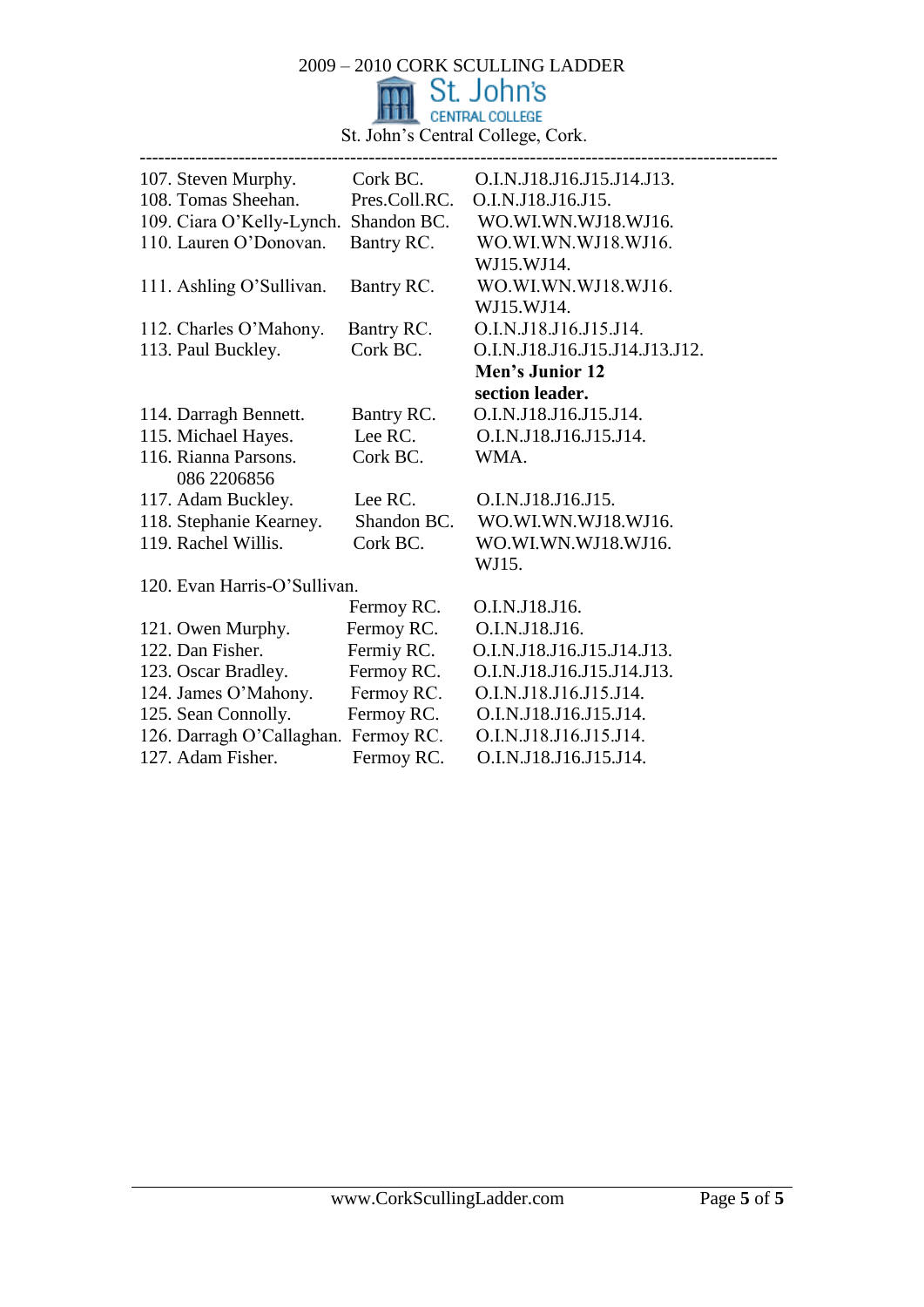2009 – 2010 CORK SCULLING LADDER

St. John's Central College, Cork.

| | | |
|---|---|---|
| 107. Steven Murphy. | Cork BC. | O.I.N.J18.J16.J15.J14.J13. |
| 108. Tomas Sheehan. | Pres.Coll.RC. | O.I.N.J18.J16.J15. |
| 109. Ciara O'Kelly-Lynch. | Shandon BC. | WO.WI.WN.WJ18.WJ16. |
| 110. Lauren O'Donovan. | Bantry RC. | WO.WI.WN.WJ18.WJ16. WJ15.WJ14. |
| 111. Ashling O'Sullivan. | Bantry RC. | WO.WI.WN.WJ18.WJ16. WJ15.WJ14. |
| 112. Charles O'Mahony. | Bantry RC. | O.I.N.J18.J16.J15.J14. |
| 113. Paul Buckley. | Cork BC. | O.I.N.J18.J16.J15.J14.J13.J12. **Men's Junior 12 section leader.** |
| 114. Darragh Bennett. | Bantry RC. | O.I.N.J18.J16.J15.J14. |
| 115. Michael Hayes. | Lee RC. | O.I.N.J18.J16.J15.J14. |
| 116. Rianna Parsons. 086 2206856 | Cork BC. | WMA. |
| 117. Adam Buckley. | Lee RC. | O.I.N.J18.J16.J15. |
| 118. Stephanie Kearney. | Shandon BC. | WO.WI.WN.WJ18.WJ16. |
| 119. Rachel Willis. | Cork BC. | WO.WI.WN.WJ18.WJ16. WJ15. |
| 120. Evan Harris-O'Sullivan. | Fermoy RC. | O.I.N.J18.J16. |
| 121. Owen Murphy. | Fermoy RC. | O.I.N.J18.J16. |
| 122. Dan Fisher. | Fermiy RC. | O.I.N.J18.J16.J15.J14.J13. |
| 123. Oscar Bradley. | Fermoy RC. | O.I.N.J18.J16.J15.J14.J13. |
| 124. James O'Mahony. | Fermoy RC. | O.I.N.J18.J16.J15.J14. |
| 125. Sean Connolly. | Fermoy RC. | O.I.N.J18.J16.J15.J14. |
| 126. Darragh O'Callaghan. | Fermoy RC. | O.I.N.J18.J16.J15.J14. |
| 127. Adam Fisher. | Fermoy RC. | O.I.N.J18.J16.J15.J14. |

www.CorkScullingLadder.com